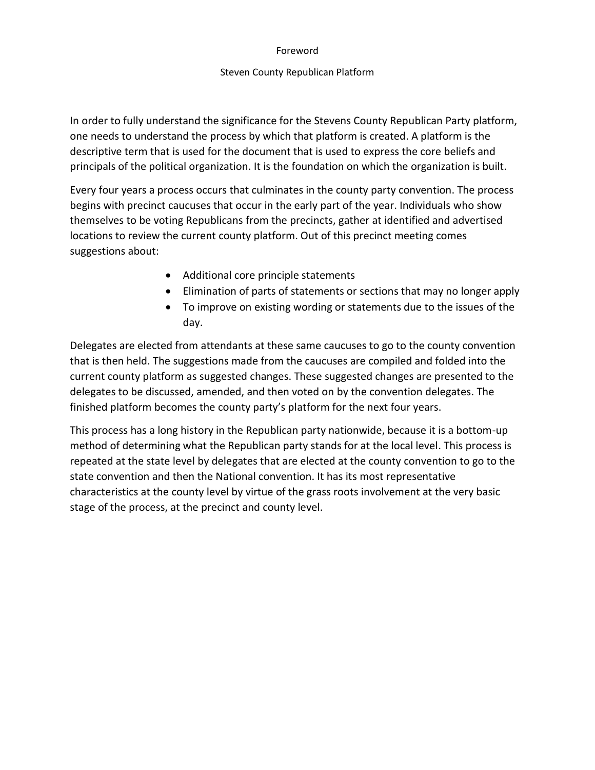# Foreword

## Steven County Republican Platform

In order to fully understand the significance for the Stevens County Republican Party platform, one needs to understand the process by which that platform is created. A platform is the descriptive term that is used for the document that is used to express the core beliefs and principals of the political organization. It is the foundation on which the organization is built.

Every four years a process occurs that culminates in the county party convention. The process begins with precinct caucuses that occur in the early part of the year. Individuals who show themselves to be voting Republicans from the precincts, gather at identified and advertised locations to review the current county platform. Out of this precinct meeting comes suggestions about:

- Additional core principle statements
- Elimination of parts of statements or sections that may no longer apply
- To improve on existing wording or statements due to the issues of the day.

Delegates are elected from attendants at these same caucuses to go to the county convention that is then held. The suggestions made from the caucuses are compiled and folded into the current county platform as suggested changes. These suggested changes are presented to the delegates to be discussed, amended, and then voted on by the convention delegates. The finished platform becomes the county party's platform for the next four years.

This process has a long history in the Republican party nationwide, because it is a bottom-up method of determining what the Republican party stands for at the local level. This process is repeated at the state level by delegates that are elected at the county convention to go to the state convention and then the National convention. It has its most representative characteristics at the county level by virtue of the grass roots involvement at the very basic stage of the process, at the precinct and county level.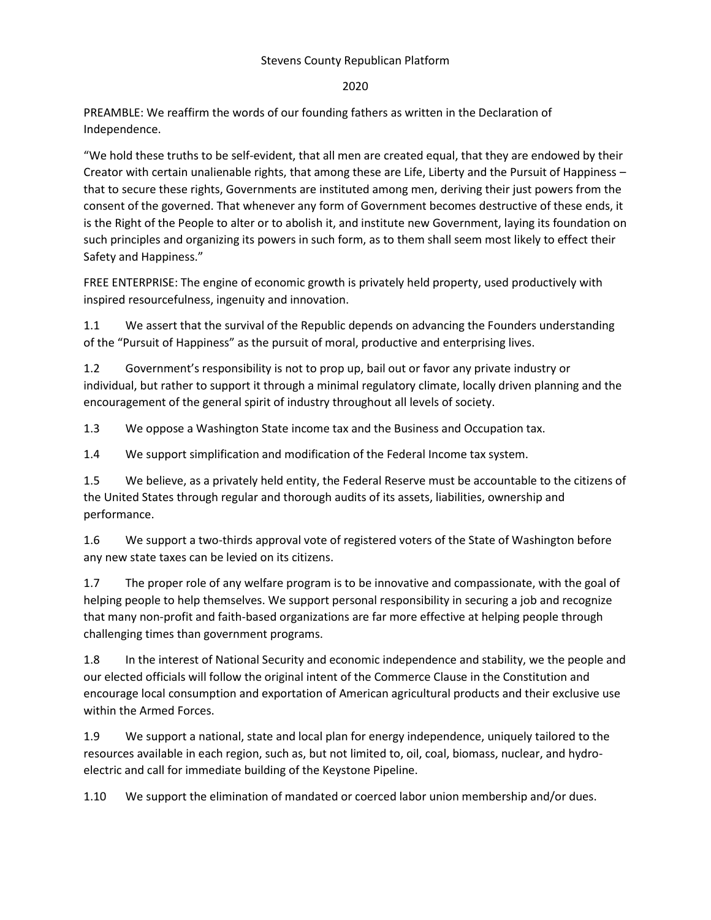Stevens County Republican Platform

2020

PREAMBLE: We reaffirm the words of our founding fathers as written in the Declaration of Independence.

"We hold these truths to be self-evident, that all men are created equal, that they are endowed by their Creator with certain unalienable rights, that among these are Life, Liberty and the Pursuit of Happiness – that to secure these rights, Governments are instituted among men, deriving their just powers from the consent of the governed. That whenever any form of Government becomes destructive of these ends, it is the Right of the People to alter or to abolish it, and institute new Government, laying its foundation on such principles and organizing its powers in such form, as to them shall seem most likely to effect their Safety and Happiness."

FREE ENTERPRISE: The engine of economic growth is privately held property, used productively with inspired resourcefulness, ingenuity and innovation.

1.1 We assert that the survival of the Republic depends on advancing the Founders understanding of the "Pursuit of Happiness" as the pursuit of moral, productive and enterprising lives.

1.2 Government's responsibility is not to prop up, bail out or favor any private industry or individual, but rather to support it through a minimal regulatory climate, locally driven planning and the encouragement of the general spirit of industry throughout all levels of society.

1.3 We oppose a Washington State income tax and the Business and Occupation tax.

1.4 We support simplification and modification of the Federal Income tax system.

1.5 We believe, as a privately held entity, the Federal Reserve must be accountable to the citizens of the United States through regular and thorough audits of its assets, liabilities, ownership and performance.

1.6 We support a two-thirds approval vote of registered voters of the State of Washington before any new state taxes can be levied on its citizens.

1.7 The proper role of any welfare program is to be innovative and compassionate, with the goal of helping people to help themselves. We support personal responsibility in securing a job and recognize that many non-profit and faith-based organizations are far more effective at helping people through challenging times than government programs.

1.8 In the interest of National Security and economic independence and stability, we the people and our elected officials will follow the original intent of the Commerce Clause in the Constitution and encourage local consumption and exportation of American agricultural products and their exclusive use within the Armed Forces.

1.9 We support a national, state and local plan for energy independence, uniquely tailored to the resources available in each region, such as, but not limited to, oil, coal, biomass, nuclear, and hydro-electric and call for immediate building of the Keystone Pipeline.

1.10 We support the elimination of mandated or coerced labor union membership and/or dues.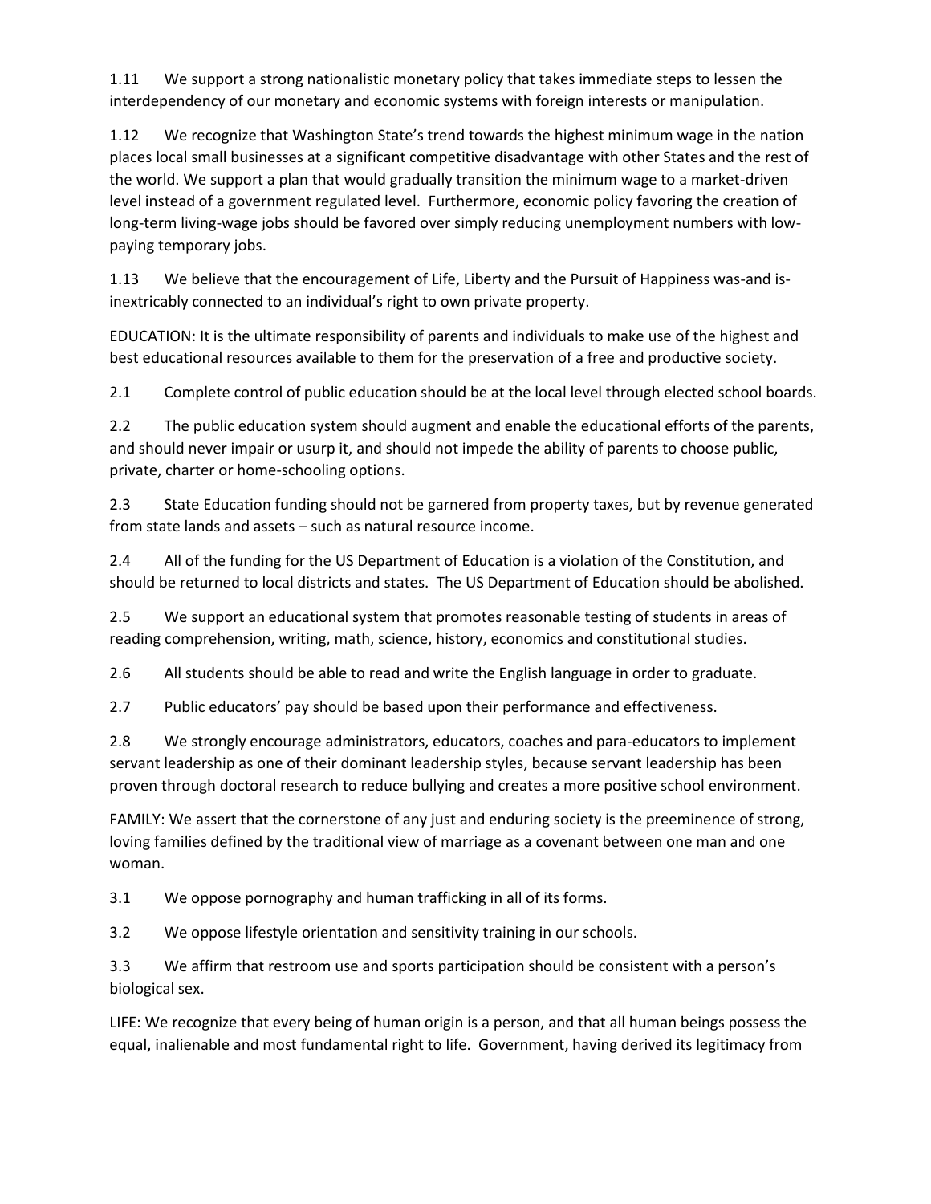1.11 We support a strong nationalistic monetary policy that takes immediate steps to lessen the interdependency of our monetary and economic systems with foreign interests or manipulation.

1.12 We recognize that Washington State's trend towards the highest minimum wage in the nation places local small businesses at a significant competitive disadvantage with other States and the rest of the world. We support a plan that would gradually transition the minimum wage to a market-driven level instead of a government regulated level. Furthermore, economic policy favoring the creation of long-term living-wage jobs should be favored over simply reducing unemployment numbers with low-paying temporary jobs.

1.13 We believe that the encouragement of Life, Liberty and the Pursuit of Happiness was-and is-inextricably connected to an individual's right to own private property.

EDUCATION: It is the ultimate responsibility of parents and individuals to make use of the highest and best educational resources available to them for the preservation of a free and productive society.

2.1 Complete control of public education should be at the local level through elected school boards.

2.2 The public education system should augment and enable the educational efforts of the parents, and should never impair or usurp it, and should not impede the ability of parents to choose public, private, charter or home-schooling options.

2.3 State Education funding should not be garnered from property taxes, but by revenue generated from state lands and assets – such as natural resource income.

2.4 All of the funding for the US Department of Education is a violation of the Constitution, and should be returned to local districts and states. The US Department of Education should be abolished.

2.5 We support an educational system that promotes reasonable testing of students in areas of reading comprehension, writing, math, science, history, economics and constitutional studies.

2.6 All students should be able to read and write the English language in order to graduate.

2.7 Public educators' pay should be based upon their performance and effectiveness.

2.8 We strongly encourage administrators, educators, coaches and para-educators to implement servant leadership as one of their dominant leadership styles, because servant leadership has been proven through doctoral research to reduce bullying and creates a more positive school environment.

FAMILY: We assert that the cornerstone of any just and enduring society is the preeminence of strong, loving families defined by the traditional view of marriage as a covenant between one man and one woman.

3.1 We oppose pornography and human trafficking in all of its forms.

3.2 We oppose lifestyle orientation and sensitivity training in our schools.

3.3 We affirm that restroom use and sports participation should be consistent with a person's biological sex.

LIFE: We recognize that every being of human origin is a person, and that all human beings possess the equal, inalienable and most fundamental right to life. Government, having derived its legitimacy from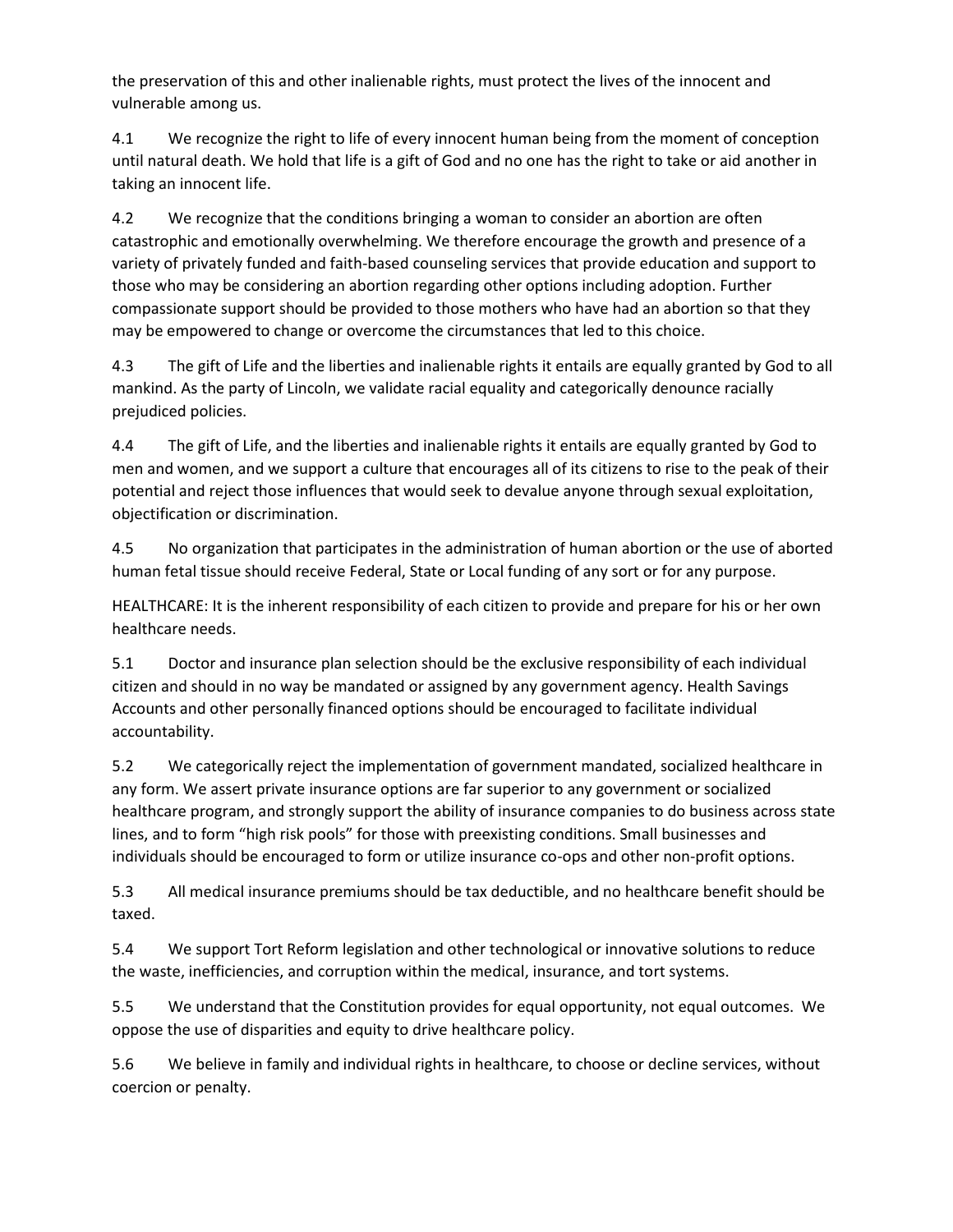the preservation of this and other inalienable rights, must protect the lives of the innocent and vulnerable among us.

4.1 We recognize the right to life of every innocent human being from the moment of conception until natural death. We hold that life is a gift of God and no one has the right to take or aid another in taking an innocent life.

4.2 We recognize that the conditions bringing a woman to consider an abortion are often catastrophic and emotionally overwhelming. We therefore encourage the growth and presence of a variety of privately funded and faith-based counseling services that provide education and support to those who may be considering an abortion regarding other options including adoption. Further compassionate support should be provided to those mothers who have had an abortion so that they may be empowered to change or overcome the circumstances that led to this choice.

4.3 The gift of Life and the liberties and inalienable rights it entails are equally granted by God to all mankind. As the party of Lincoln, we validate racial equality and categorically denounce racially prejudiced policies.

4.4 The gift of Life, and the liberties and inalienable rights it entails are equally granted by God to men and women, and we support a culture that encourages all of its citizens to rise to the peak of their potential and reject those influences that would seek to devalue anyone through sexual exploitation, objectification or discrimination.

4.5 No organization that participates in the administration of human abortion or the use of aborted human fetal tissue should receive Federal, State or Local funding of any sort or for any purpose.

HEALTHCARE: It is the inherent responsibility of each citizen to provide and prepare for his or her own healthcare needs.

5.1 Doctor and insurance plan selection should be the exclusive responsibility of each individual citizen and should in no way be mandated or assigned by any government agency. Health Savings Accounts and other personally financed options should be encouraged to facilitate individual accountability.

5.2 We categorically reject the implementation of government mandated, socialized healthcare in any form. We assert private insurance options are far superior to any government or socialized healthcare program, and strongly support the ability of insurance companies to do business across state lines, and to form "high risk pools" for those with preexisting conditions. Small businesses and individuals should be encouraged to form or utilize insurance co-ops and other non-profit options.

5.3 All medical insurance premiums should be tax deductible, and no healthcare benefit should be taxed.

5.4 We support Tort Reform legislation and other technological or innovative solutions to reduce the waste, inefficiencies, and corruption within the medical, insurance, and tort systems.

5.5 We understand that the Constitution provides for equal opportunity, not equal outcomes. We oppose the use of disparities and equity to drive healthcare policy.

5.6 We believe in family and individual rights in healthcare, to choose or decline services, without coercion or penalty.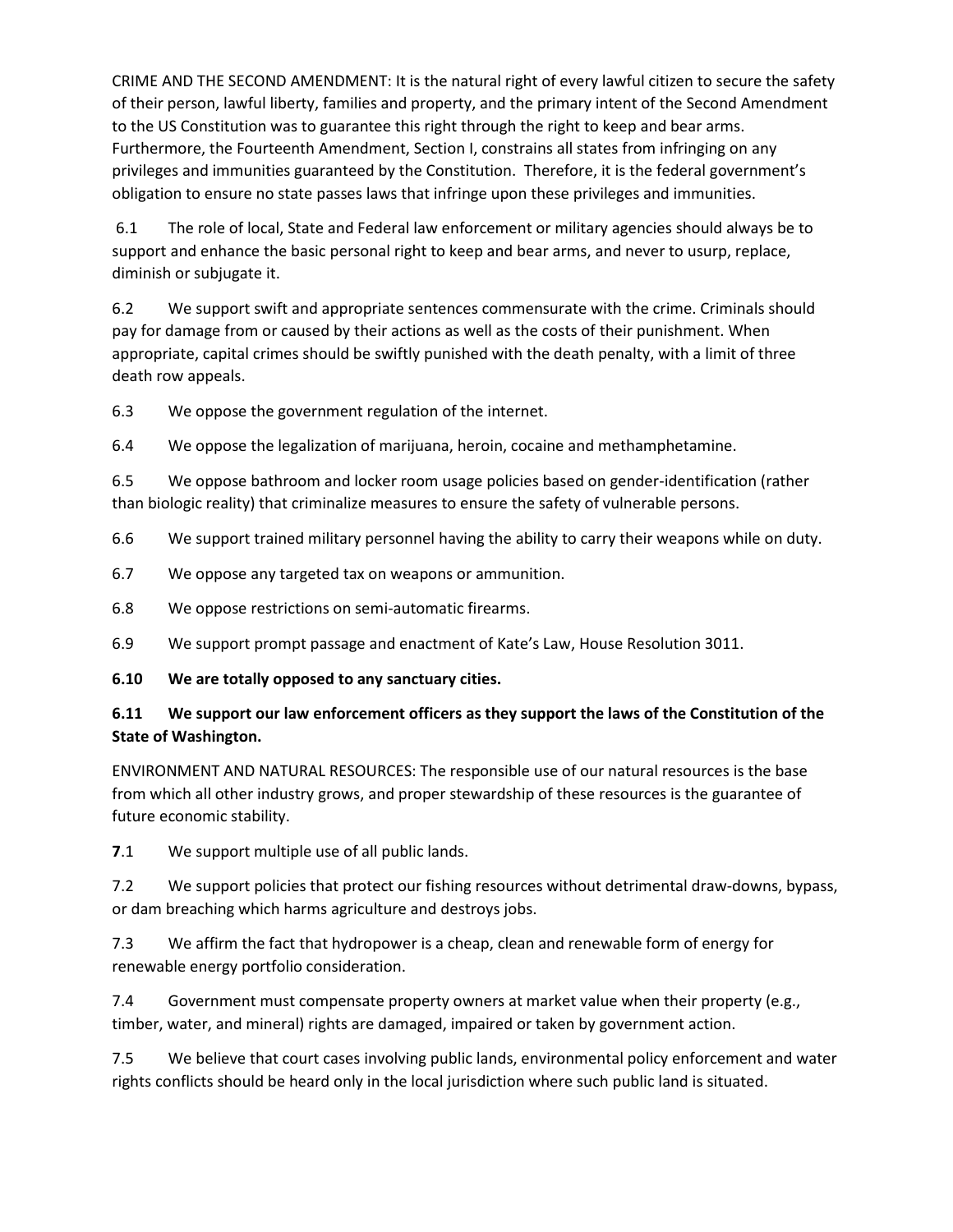CRIME AND THE SECOND AMENDMENT: It is the natural right of every lawful citizen to secure the safety of their person, lawful liberty, families and property, and the primary intent of the Second Amendment to the US Constitution was to guarantee this right through the right to keep and bear arms. Furthermore, the Fourteenth Amendment, Section I, constrains all states from infringing on any privileges and immunities guaranteed by the Constitution. Therefore, it is the federal government's obligation to ensure no state passes laws that infringe upon these privileges and immunities.

6.1 The role of local, State and Federal law enforcement or military agencies should always be to support and enhance the basic personal right to keep and bear arms, and never to usurp, replace, diminish or subjugate it.

6.2 We support swift and appropriate sentences commensurate with the crime. Criminals should pay for damage from or caused by their actions as well as the costs of their punishment. When appropriate, capital crimes should be swiftly punished with the death penalty, with a limit of three death row appeals.

6.3 We oppose the government regulation of the internet.

6.4 We oppose the legalization of marijuana, heroin, cocaine and methamphetamine.

6.5 We oppose bathroom and locker room usage policies based on gender-identification (rather than biologic reality) that criminalize measures to ensure the safety of vulnerable persons.

6.6 We support trained military personnel having the ability to carry their weapons while on duty.

6.7 We oppose any targeted tax on weapons or ammunition.

6.8 We oppose restrictions on semi-automatic firearms.

6.9 We support prompt passage and enactment of Kate's Law, House Resolution 3011.

**6.10 We are totally opposed to any sanctuary cities.**

**6.11 We support our law enforcement officers as they support the laws of the Constitution of the State of Washington.**

ENVIRONMENT AND NATURAL RESOURCES: The responsible use of our natural resources is the base from which all other industry grows, and proper stewardship of these resources is the guarantee of future economic stability.

**7**.1 We support multiple use of all public lands.

7.2 We support policies that protect our fishing resources without detrimental draw-downs, bypass, or dam breaching which harms agriculture and destroys jobs.

7.3 We affirm the fact that hydropower is a cheap, clean and renewable form of energy for renewable energy portfolio consideration.

7.4 Government must compensate property owners at market value when their property (e.g., timber, water, and mineral) rights are damaged, impaired or taken by government action.

7.5 We believe that court cases involving public lands, environmental policy enforcement and water rights conflicts should be heard only in the local jurisdiction where such public land is situated.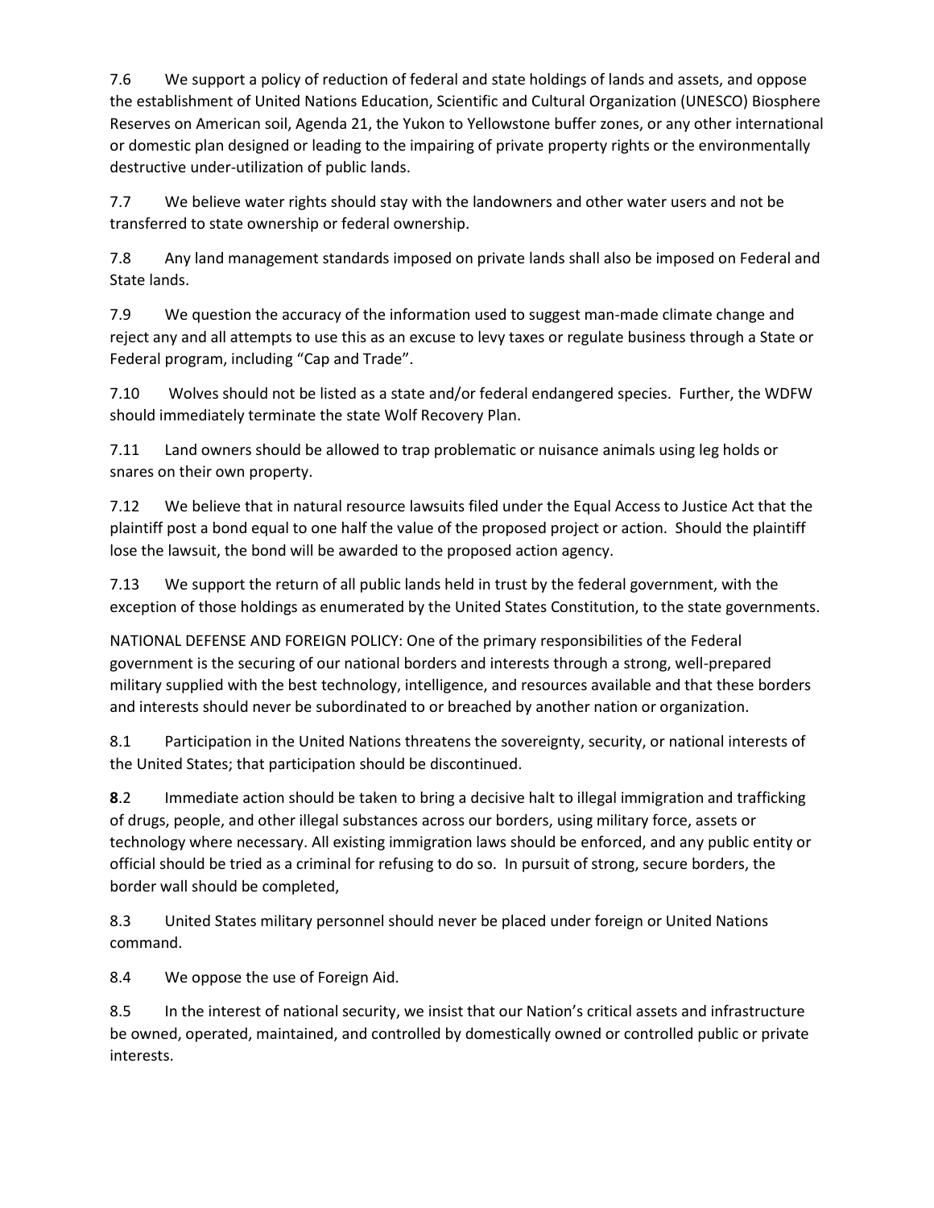7.6 We support a policy of reduction of federal and state holdings of lands and assets, and oppose the establishment of United Nations Education, Scientific and Cultural Organization (UNESCO) Biosphere Reserves on American soil, Agenda 21, the Yukon to Yellowstone buffer zones, or any other international or domestic plan designed or leading to the impairing of private property rights or the environmentally destructive under-utilization of public lands.

7.7 We believe water rights should stay with the landowners and other water users and not be transferred to state ownership or federal ownership.

7.8 Any land management standards imposed on private lands shall also be imposed on Federal and State lands.

7.9 We question the accuracy of the information used to suggest man-made climate change and reject any and all attempts to use this as an excuse to levy taxes or regulate business through a State or Federal program, including "Cap and Trade".

7.10 Wolves should not be listed as a state and/or federal endangered species. Further, the WDFW should immediately terminate the state Wolf Recovery Plan.

7.11 Land owners should be allowed to trap problematic or nuisance animals using leg holds or snares on their own property.

7.12 We believe that in natural resource lawsuits filed under the Equal Access to Justice Act that the plaintiff post a bond equal to one half the value of the proposed project or action. Should the plaintiff lose the lawsuit, the bond will be awarded to the proposed action agency.

7.13 We support the return of all public lands held in trust by the federal government, with the exception of those holdings as enumerated by the United States Constitution, to the state governments.

NATIONAL DEFENSE AND FOREIGN POLICY: One of the primary responsibilities of the Federal government is the securing of our national borders and interests through a strong, well-prepared military supplied with the best technology, intelligence, and resources available and that these borders and interests should never be subordinated to or breached by another nation or organization.

8.1 Participation in the United Nations threatens the sovereignty, security, or national interests of the United States; that participation should be discontinued.

**8**.2 Immediate action should be taken to bring a decisive halt to illegal immigration and trafficking of drugs, people, and other illegal substances across our borders, using military force, assets or technology where necessary. All existing immigration laws should be enforced, and any public entity or official should be tried as a criminal for refusing to do so. In pursuit of strong, secure borders, the border wall should be completed,

8.3 United States military personnel should never be placed under foreign or United Nations command.

8.4 We oppose the use of Foreign Aid.

8.5 In the interest of national security, we insist that our Nation's critical assets and infrastructure be owned, operated, maintained, and controlled by domestically owned or controlled public or private interests.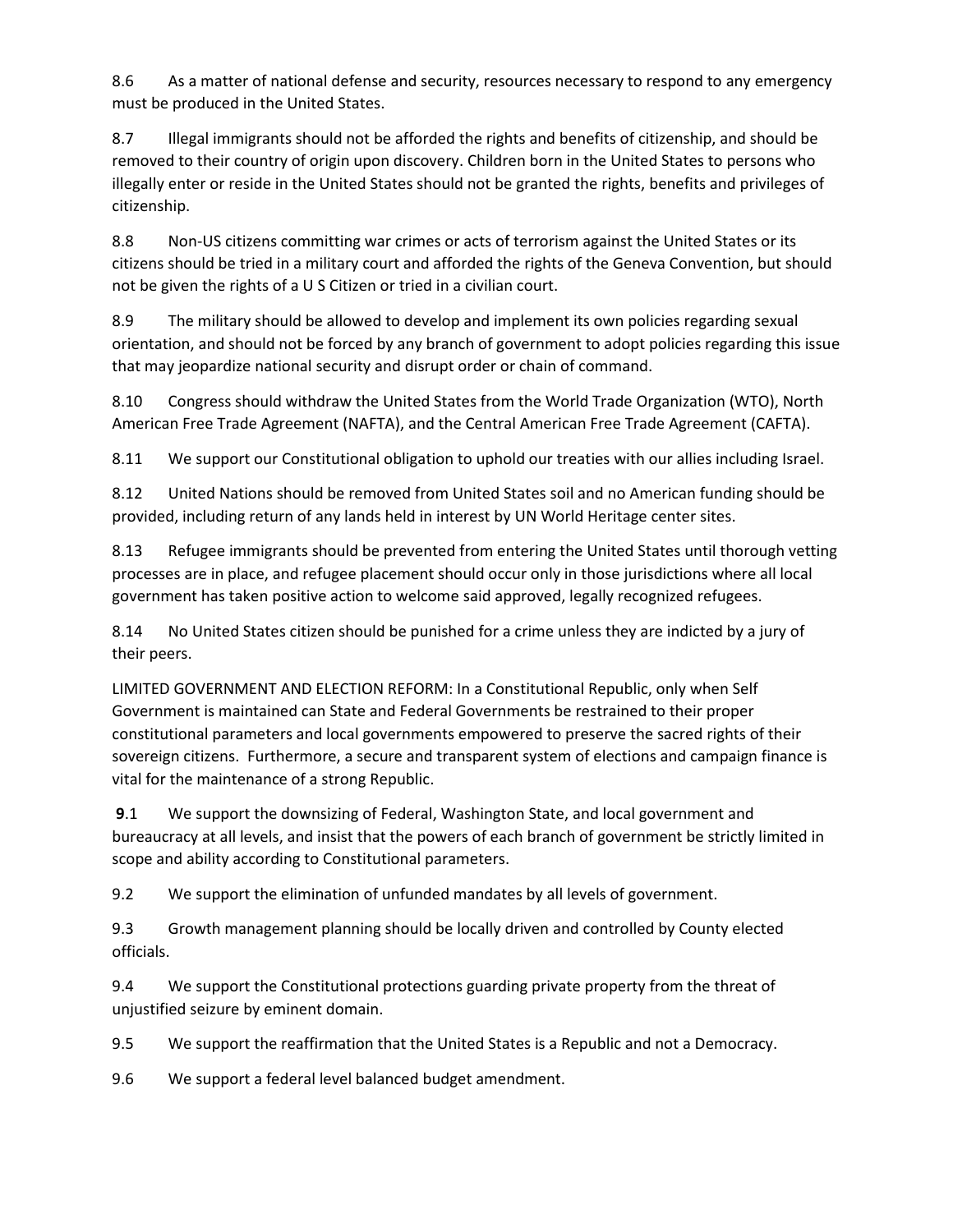8.6 As a matter of national defense and security, resources necessary to respond to any emergency must be produced in the United States.

8.7 Illegal immigrants should not be afforded the rights and benefits of citizenship, and should be removed to their country of origin upon discovery. Children born in the United States to persons who illegally enter or reside in the United States should not be granted the rights, benefits and privileges of citizenship.

8.8 Non-US citizens committing war crimes or acts of terrorism against the United States or its citizens should be tried in a military court and afforded the rights of the Geneva Convention, but should not be given the rights of a U S Citizen or tried in a civilian court.

8.9 The military should be allowed to develop and implement its own policies regarding sexual orientation, and should not be forced by any branch of government to adopt policies regarding this issue that may jeopardize national security and disrupt order or chain of command.

8.10 Congress should withdraw the United States from the World Trade Organization (WTO), North American Free Trade Agreement (NAFTA), and the Central American Free Trade Agreement (CAFTA).

8.11 We support our Constitutional obligation to uphold our treaties with our allies including Israel.

8.12 United Nations should be removed from United States soil and no American funding should be provided, including return of any lands held in interest by UN World Heritage center sites.

8.13 Refugee immigrants should be prevented from entering the United States until thorough vetting processes are in place, and refugee placement should occur only in those jurisdictions where all local government has taken positive action to welcome said approved, legally recognized refugees.

8.14 No United States citizen should be punished for a crime unless they are indicted by a jury of their peers.

LIMITED GOVERNMENT AND ELECTION REFORM: In a Constitutional Republic, only when Self Government is maintained can State and Federal Governments be restrained to their proper constitutional parameters and local governments empowered to preserve the sacred rights of their sovereign citizens. Furthermore, a secure and transparent system of elections and campaign finance is vital for the maintenance of a strong Republic.

**9**.1 We support the downsizing of Federal, Washington State, and local government and bureaucracy at all levels, and insist that the powers of each branch of government be strictly limited in scope and ability according to Constitutional parameters.

9.2 We support the elimination of unfunded mandates by all levels of government.

9.3 Growth management planning should be locally driven and controlled by County elected officials.

9.4 We support the Constitutional protections guarding private property from the threat of unjustified seizure by eminent domain.

9.5 We support the reaffirmation that the United States is a Republic and not a Democracy.

9.6 We support a federal level balanced budget amendment.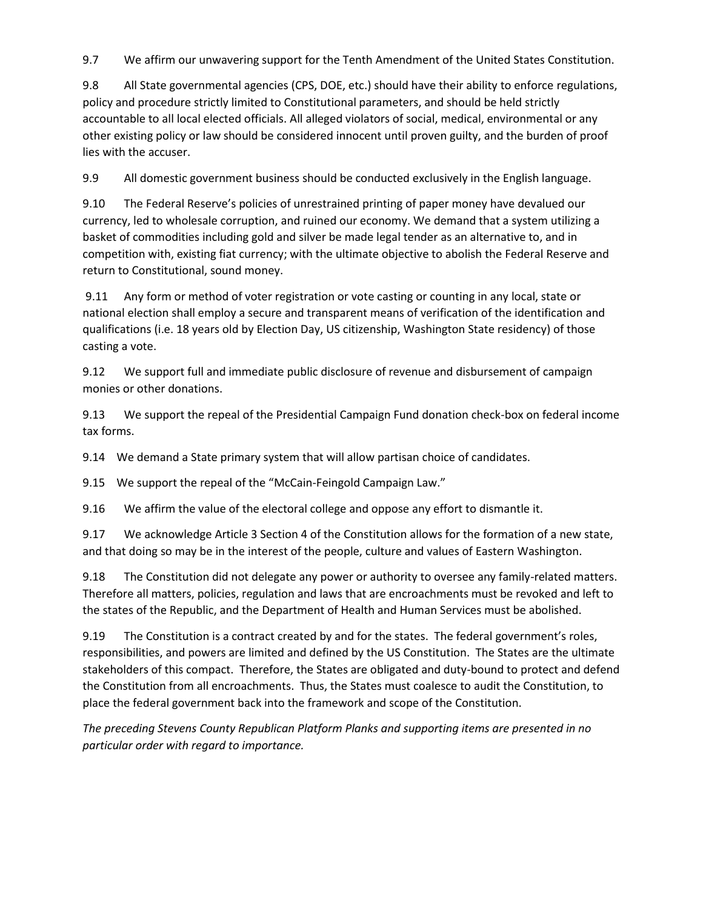9.7 We affirm our unwavering support for the Tenth Amendment of the United States Constitution.

9.8 All State governmental agencies (CPS, DOE, etc.) should have their ability to enforce regulations, policy and procedure strictly limited to Constitutional parameters, and should be held strictly accountable to all local elected officials. All alleged violators of social, medical, environmental or any other existing policy or law should be considered innocent until proven guilty, and the burden of proof lies with the accuser.

9.9 All domestic government business should be conducted exclusively in the English language.

9.10 The Federal Reserve's policies of unrestrained printing of paper money have devalued our currency, led to wholesale corruption, and ruined our economy. We demand that a system utilizing a basket of commodities including gold and silver be made legal tender as an alternative to, and in competition with, existing fiat currency; with the ultimate objective to abolish the Federal Reserve and return to Constitutional, sound money.

9.11 Any form or method of voter registration or vote casting or counting in any local, state or national election shall employ a secure and transparent means of verification of the identification and qualifications (i.e. 18 years old by Election Day, US citizenship, Washington State residency) of those casting a vote.

9.12 We support full and immediate public disclosure of revenue and disbursement of campaign monies or other donations.

9.13 We support the repeal of the Presidential Campaign Fund donation check-box on federal income tax forms.

9.14 We demand a State primary system that will allow partisan choice of candidates.

9.15 We support the repeal of the "McCain-Feingold Campaign Law."

9.16 We affirm the value of the electoral college and oppose any effort to dismantle it.

9.17 We acknowledge Article 3 Section 4 of the Constitution allows for the formation of a new state, and that doing so may be in the interest of the people, culture and values of Eastern Washington.

9.18 The Constitution did not delegate any power or authority to oversee any family-related matters. Therefore all matters, policies, regulation and laws that are encroachments must be revoked and left to the states of the Republic, and the Department of Health and Human Services must be abolished.

9.19 The Constitution is a contract created by and for the states. The federal government's roles, responsibilities, and powers are limited and defined by the US Constitution. The States are the ultimate stakeholders of this compact. Therefore, the States are obligated and duty-bound to protect and defend the Constitution from all encroachments. Thus, the States must coalesce to audit the Constitution, to place the federal government back into the framework and scope of the Constitution.

*The preceding Stevens County Republican Platform Planks and supporting items are presented in no particular order with regard to importance.*